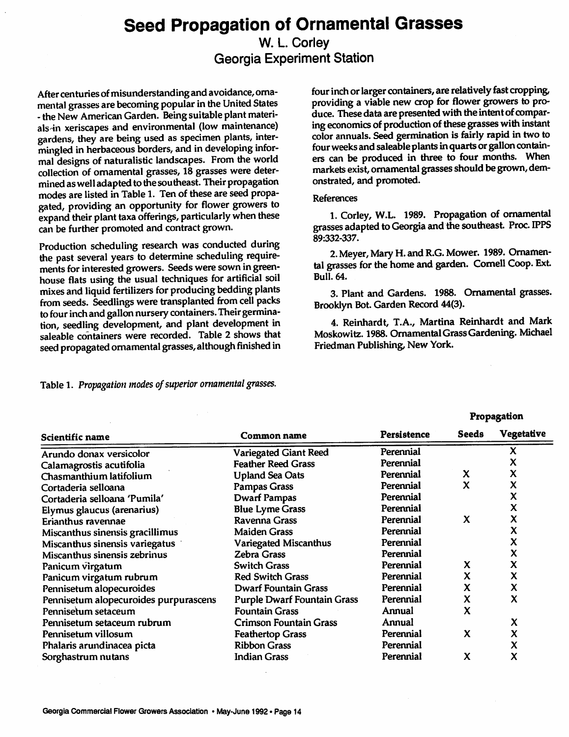# Seed Propagation of Ornamental Grasses

## W. L. Corley
## Georgia Experiment Station

After centuries of misunderstanding and avoidance, ornamental grasses are becoming popular in the United States - the New American Garden. Being suitable plant materials in xeriscapes and environmental (low maintenance) gardens, they are being used as specimen plants, intermingled in herbaceous borders, and in developing informal designs of naturalistic landscapes. From the world collection of ornamental grasses, 18 grasses were determined as well adapted to the southeast. Their propagation modes are listed in Table 1. Ten of these are seed propagated, providing an opportunity for flower growers to expand their plant taxa offerings, particularly when these can be further promoted and contract grown.

Production scheduling research was conducted during the past several years to determine scheduling requirements for interested growers. Seeds were sown in greenhouse flats using the usual techniques for artificial soil mixes and liquid fertilizers for producing bedding plants from seeds. Seedlings were transplanted from cell packs to four inch and gallon nursery containers. Their germination, seedling development, and plant development in saleable containers were recorded. Table 2 shows that seed propagated ornamental grasses, although finished in four inch or larger containers, are relatively fast cropping, providing a viable new crop for flower growers to produce. These data are presented with the intent of comparing economics of production of these grasses with instant color annuals. Seed germination is fairly rapid in two to four weeks and saleable plants in quarts or gallon containers can be produced in three to four months. When markets exist, ornamental grasses should be grown, demonstrated, and promoted.

References

1. Corley, W.L. 1989. Propagation of ornamental grasses adapted to Georgia and the southeast. Proc. IPPS 89:332-337.

2. Meyer, Mary H. and R.G. Mower. 1989. Ornamental grasses for the home and garden. Cornell Coop. Ext. Bull. 64.

3. Plant and Gardens. 1988. Ornamental grasses. Brooklyn Bot. Garden Record 44(3).

4. Reinhardt, T.A., Martina Reinhardt and Mark Moskowitz. 1988. Ornamental Grass Gardening. Michael Friedman Publishing, New York.

Table 1. *Propagation modes of superior ornamental grasses.*

| Scientific name | Common name | Persistence | Propagation | |
|---|---|---|---|---|
| | | | Seeds | Vegetative |
| Arundo donax versicolor | Variegated Giant Reed | Perennial | | X |
| Calamagrostis acutifolia | Feather Reed Grass | Perennial | | X |
| Chasmanthium latifolium | Upland Sea Oats | Perennial | X | X |
| Cortaderia selloana | Pampas Grass | Perennial | X | X |
| Cortaderia selloana 'Pumila' | Dwarf Pampas | Perennial | | X |
| Elymus glaucus (arenarius) | Blue Lyme Grass | Perennial | | X |
| Erianthus ravennae | Ravenna Grass | Perennial | X | X |
| Miscanthus sinensis gracillimus | Maiden Grass | Perennial | | X |
| Miscanthus sinensis variegatus | Variegated Miscanthus | Perennial | | X |
| Miscanthus sinensis zebrinus | Zebra Grass | Perennial | | X |
| Panicum virgatum | Switch Grass | Perennial | X | X |
| Panicum virgatum rubrum | Red Switch Grass | Perennial | X | X |
| Pennisetum alopecuroides | Dwarf Fountain Grass | Perennial | X | X |
| Pennisetum alopecuroides purpurascens | Purple Dwarf Fountain Grass | Perennial | X | X |
| Pennisetum setaceum | Fountain Grass | Annual | X | |
| Pennisetum setaceum rubrum | Crimson Fountain Grass | Annual | | X |
| Pennisetum villosum | Feathertop Grass | Perennial | X | X |
| Phalaris arundinacea picta | Ribbon Grass | Perennial | | X |
| Sorghastrum nutans | Indian Grass | Perennial | X | X |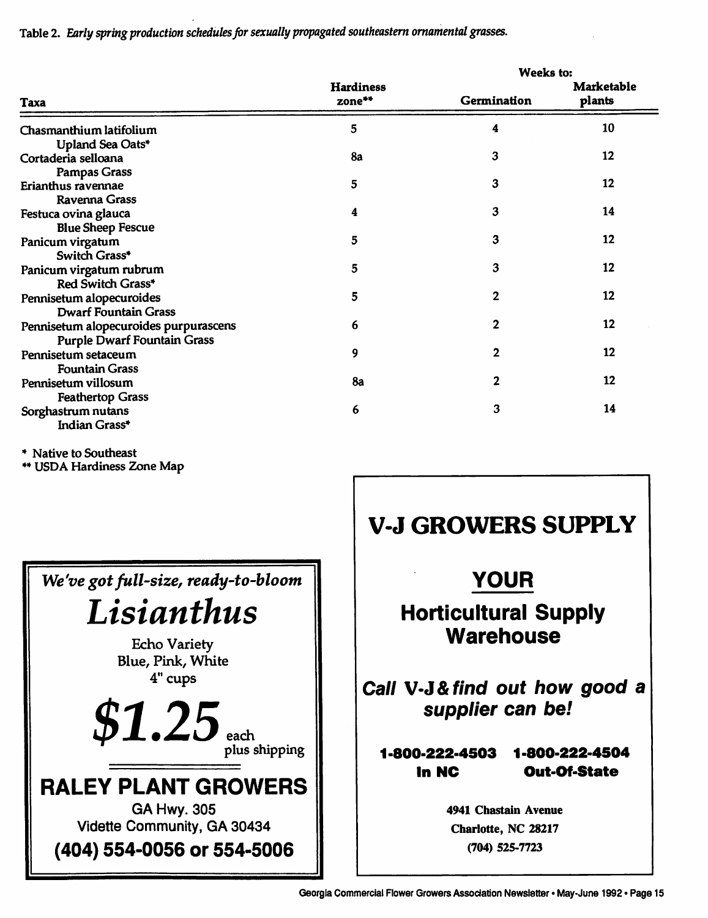Table 2. *Early spring production schedules for sexually propagated southeastern ornamental grasses.*

| Taxa | Hardiness zone** | Weeks to: Germination | Weeks to: Marketable plants |
|---|---|---|---|
| Chasmanthium latifolium<br>Upland Sea Oats* | 5 | 4 | 10 |
| Cortaderia selloana<br>Pampas Grass | 8a | 3 | 12 |
| Erianthus ravennae<br>Ravenna Grass | 5 | 3 | 12 |
| Festuca ovina glauca<br>Blue Sheep Fescue | 4 | 3 | 14 |
| Panicum virgatum<br>Switch Grass* | 5 | 3 | 12 |
| Panicum virgatum rubrum<br>Red Switch Grass* | 5 | 3 | 12 |
| Pennisetum alopecuroides<br>Dwarf Fountain Grass | 5 | 2 | 12 |
| Pennisetum alopecuroides purpurascens<br>Purple Dwarf Fountain Grass | 6 | 2 | 12 |
| Pennisetum setaceum<br>Fountain Grass | 9 | 2 | 12 |
| Pennisetum villosum<br>Feathertop Grass | 8a | 2 | 12 |
| Sorghastrum nutans<br>Indian Grass* | 6 | 3 | 14 |

* Native to Southeast
** USDA Hardiness Zone Map

*We've got full-size, ready-to-bloom*

# *Lisianthus*

Echo Variety
Blue, Pink, White
4" cups

**$1.25** each
plus shipping

## RALEY PLANT GROWERS

GA Hwy. 305
Vidette Community, GA 30434
**(404) 554-0056 or 554-5006**

## V-J GROWERS SUPPLY

**YOUR**

**Horticultural Supply Warehouse**

***Call V-J & find out how good a supplier can be!***

**1-800-222-4503** In NC
**1-800-222-4504** Out-Of-State

4941 Chastain Avenue
Charlotte, NC 28217
(704) 525-7723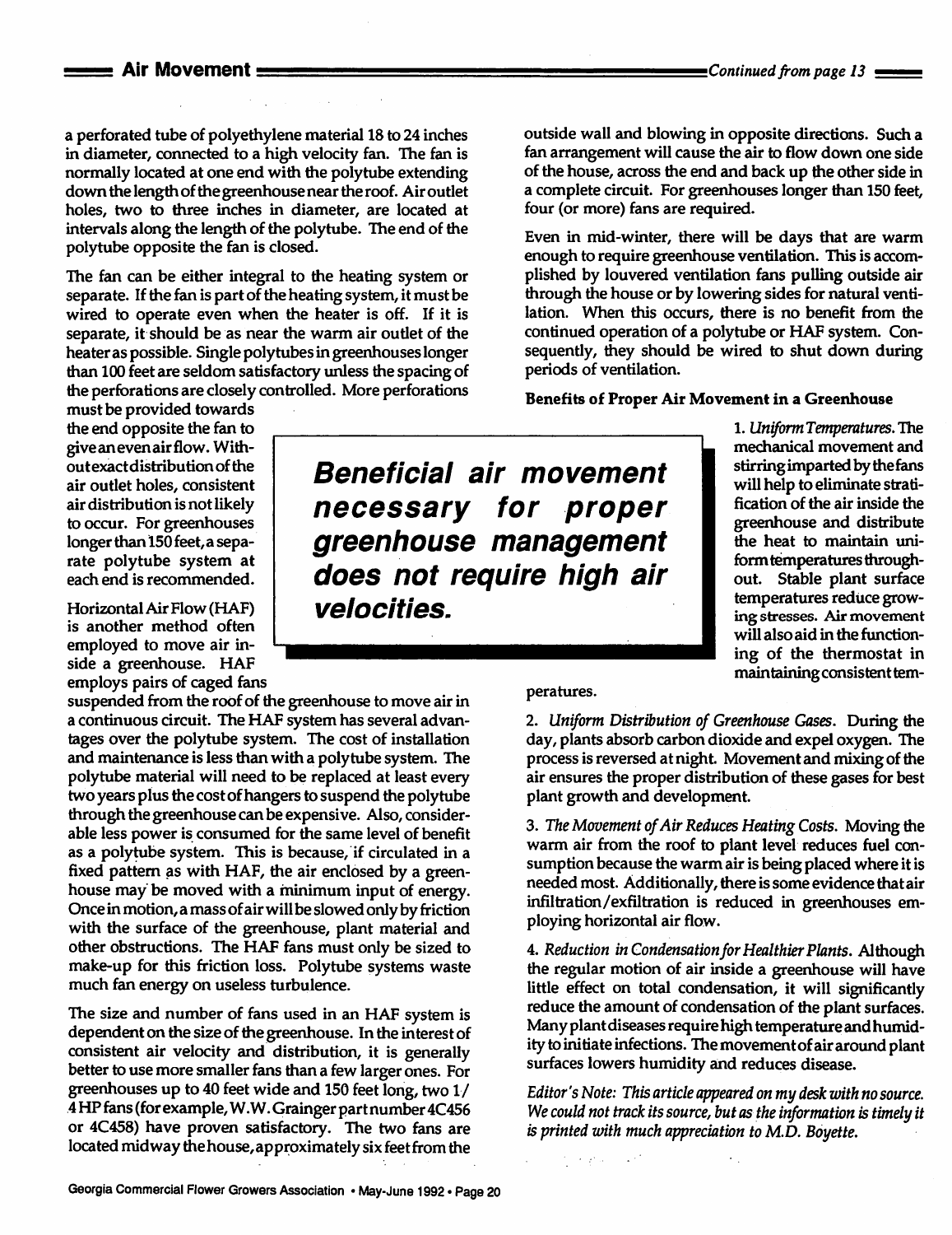a perforated tube of polyethylene material 18 to 24 inches in diameter, connected to a high velocity fan. The fan is normally located at one end with the polytube extending down the length of the greenhouse near the roof. Air outlet holes, two to three inches in diameter, are located at intervals along the length of the polytube. The end of the polytube opposite the fan is closed.

The fan can be either integral to the heating system or separate. If the fan is part of the heating system, it must be wired to operate even when the heater is off. If it is separate, it should be as near the warm air outlet of the heater as possible. Single polytubes in greenhouses longer than 100 feet are seldom satisfactory unless the spacing of the perforations are closely controlled. More perforations must be provided towards the end opposite the fan to give an even air flow. Without exact distribution of the air outlet holes, consistent air distribution is not likely to occur. For greenhouses longer than 150 feet, a separate polytube system at each end is recommended.

Horizontal Air Flow (HAF) is another method often employed to move air inside a greenhouse. HAF employs pairs of caged fans suspended from the roof of the greenhouse to move air in a continuous circuit. The HAF system has several advantages over the polytube system. The cost of installation and maintenance is less than with a polytube system. The polytube material will need to be replaced at least every two years plus the cost of hangers to suspend the polytube through the greenhouse can be expensive. Also, considerable less power is consumed for the same level of benefit as a polytube system. This is because, if circulated in a fixed pattern as with HAF, the air enclosed by a greenhouse may be moved with a minimum input of energy. Once in motion, a mass of air will be slowed only by friction with the surface of the greenhouse, plant material and other obstructions. The HAF fans must only be sized to make-up for this friction loss. Polytube systems waste much fan energy on useless turbulence.

The size and number of fans used in an HAF system is dependent on the size of the greenhouse. In the interest of consistent air velocity and distribution, it is generally better to use more smaller fans than a few larger ones. For greenhouses up to 40 feet wide and 150 feet long, two 1/4 HP fans (for example, W.W. Grainger part number 4C456 or 4C458) have proven satisfactory. The two fans are located midway the house, approximately six feet from the outside wall and blowing in opposite directions. Such a fan arrangement will cause the air to flow down one side of the house, across the end and back up the other side in a complete circuit. For greenhouses longer than 150 feet, four (or more) fans are required.

Even in mid-winter, there will be days that are warm enough to require greenhouse ventilation. This is accomplished by louvered ventilation fans pulling outside air through the house or by lowering sides for natural ventilation. When this occurs, there is no benefit from the continued operation of a polytube or HAF system. Consequently, they should be wired to shut down during periods of ventilation.

> ***Beneficial air movement necessary for proper greenhouse management does not require high air velocities.***

**Benefits of Proper Air Movement in a Greenhouse**

1. *Uniform Temperatures.* The mechanical movement and stirring imparted by the fans will help to eliminate stratification of the air inside the greenhouse and distribute the heat to maintain uniform temperatures throughout. Stable plant surface temperatures reduce growing stresses. Air movement will also aid in the functioning of the thermostat in maintaining consistent temperatures.

2. *Uniform Distribution of Greenhouse Gases.* During the day, plants absorb carbon dioxide and expel oxygen. The process is reversed at night. Movement and mixing of the air ensures the proper distribution of these gases for best plant growth and development.

3. *The Movement of Air Reduces Heating Costs.* Moving the warm air from the roof to plant level reduces fuel consumption because the warm air is being placed where it is needed most. Additionally, there is some evidence that air infiltration/exfiltration is reduced in greenhouses employing horizontal air flow.

4. *Reduction in Condensation for Healthier Plants.* Although the regular motion of air inside a greenhouse will have little effect on total condensation, it will significantly reduce the amount of condensation of the plant surfaces. Many plant diseases require high temperature and humidity to initiate infections. The movement of air around plant surfaces lowers humidity and reduces disease.

*Editor's Note: This article appeared on my desk with no source. We could not track its source, but as the information is timely it is printed with much appreciation to M.D. Boyette.*